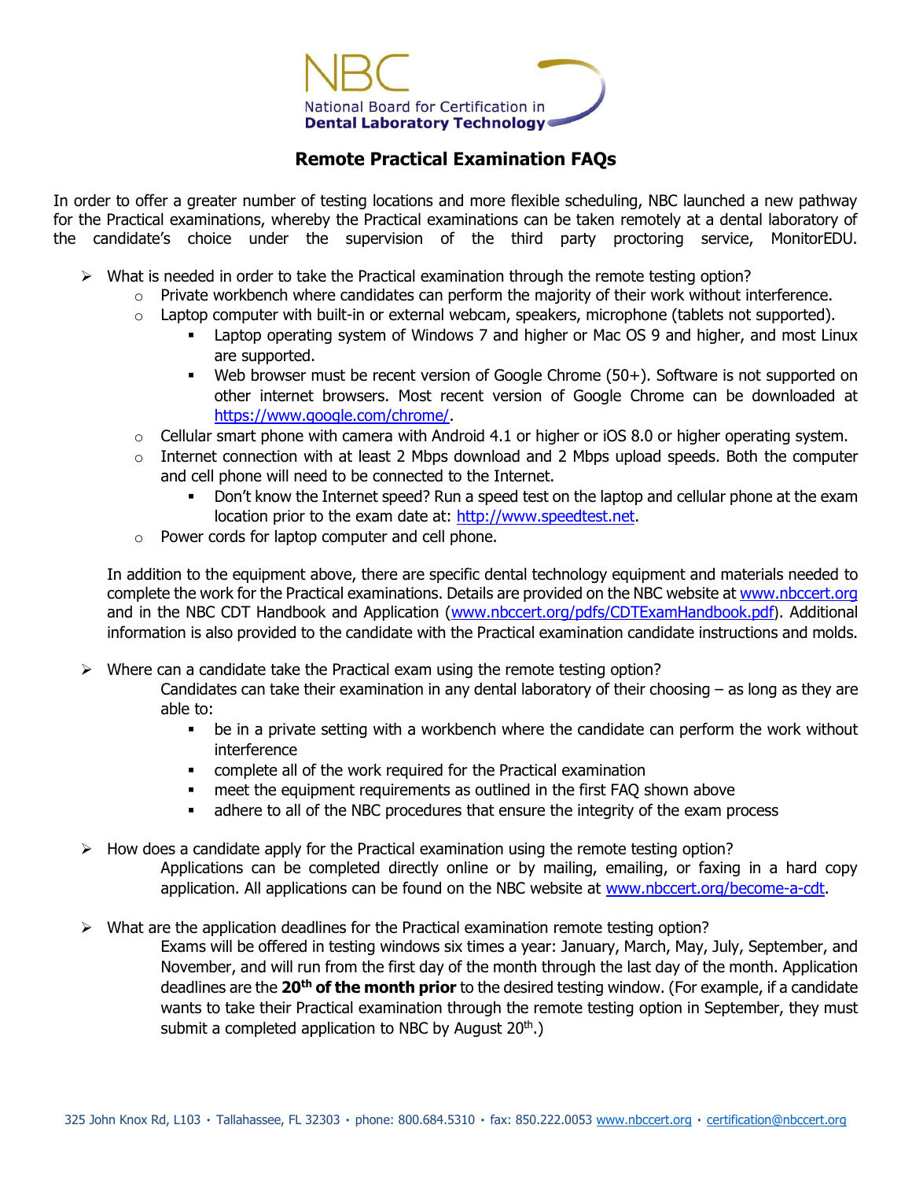NBC

National Board for Certification in **Dental Laboratory Technology**

# Remote Practical Examination FAQs

In order to offer a greater number of testing locations and more flexible scheduling, NBC launched a new pathway for the Practical examinations, whereby the Practical examinations can be taken remotely at a dental laboratory of the candidate's choice under the supervision of the third party proctoring service, MonitorEDU.

- What is needed in order to take the Practical examination through the remote testing option?
  - Private workbench where candidates can perform the majority of their work without interference.
  - Laptop computer with built-in or external webcam, speakers, microphone (tablets not supported).
    - Laptop operating system of Windows 7 and higher or Mac OS 9 and higher, and most Linux are supported.
    - Web browser must be recent version of Google Chrome (50+). Software is not supported on other internet browsers. Most recent version of Google Chrome can be downloaded at https://www.google.com/chrome/.
  - Cellular smart phone with camera with Android 4.1 or higher or iOS 8.0 or higher operating system.
  - Internet connection with at least 2 Mbps download and 2 Mbps upload speeds. Both the computer and cell phone will need to be connected to the Internet.
    - Don't know the Internet speed? Run a speed test on the laptop and cellular phone at the exam location prior to the exam date at: http://www.speedtest.net.
  - Power cords for laptop computer and cell phone.

  In addition to the equipment above, there are specific dental technology equipment and materials needed to complete the work for the Practical examinations. Details are provided on the NBC website at www.nbccert.org and in the NBC CDT Handbook and Application (www.nbccert.org/pdfs/CDTExamHandbook.pdf). Additional information is also provided to the candidate with the Practical examination candidate instructions and molds.

- Where can a candidate take the Practical exam using the remote testing option?

  Candidates can take their examination in any dental laboratory of their choosing – as long as they are able to:
  - be in a private setting with a workbench where the candidate can perform the work without interference
  - complete all of the work required for the Practical examination
  - meet the equipment requirements as outlined in the first FAQ shown above
  - adhere to all of the NBC procedures that ensure the integrity of the exam process

- How does a candidate apply for the Practical examination using the remote testing option?

  Applications can be completed directly online or by mailing, emailing, or faxing in a hard copy application. All applications can be found on the NBC website at www.nbccert.org/become-a-cdt.

- What are the application deadlines for the Practical examination remote testing option?

  Exams will be offered in testing windows six times a year: January, March, May, July, September, and November, and will run from the first day of the month through the last day of the month. Application deadlines are the **20th of the month prior** to the desired testing window. (For example, if a candidate wants to take their Practical examination through the remote testing option in September, they must submit a completed application to NBC by August 20th.)

325 John Knox Rd, L103 • Tallahassee, FL 32303 • phone: 800.684.5310 • fax: 850.222.0053 www.nbccert.org • certification@nbccert.org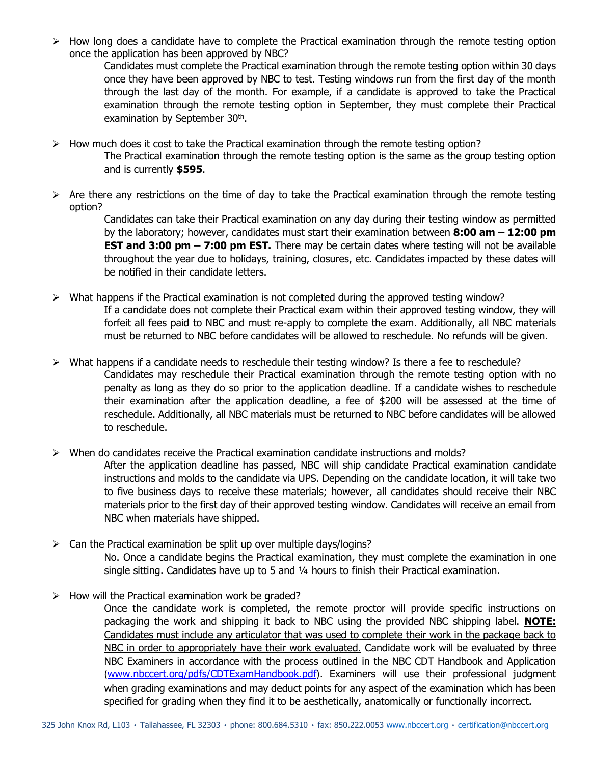- How long does a candidate have to complete the Practical examination through the remote testing option once the application has been approved by NBC?

  Candidates must complete the Practical examination through the remote testing option within 30 days once they have been approved by NBC to test. Testing windows run from the first day of the month through the last day of the month. For example, if a candidate is approved to take the Practical examination through the remote testing option in September, they must complete their Practical examination by September 30th.

- How much does it cost to take the Practical examination through the remote testing option?

  The Practical examination through the remote testing option is the same as the group testing option and is currently **$595**.

- Are there any restrictions on the time of day to take the Practical examination through the remote testing option?

  Candidates can take their Practical examination on any day during their testing window as permitted by the laboratory; however, candidates must <u>start</u> their examination between **8:00 am – 12:00 pm EST and 3:00 pm – 7:00 pm EST.** There may be certain dates where testing will not be available throughout the year due to holidays, training, closures, etc. Candidates impacted by these dates will be notified in their candidate letters.

- What happens if the Practical examination is not completed during the approved testing window?

  If a candidate does not complete their Practical exam within their approved testing window, they will forfeit all fees paid to NBC and must re-apply to complete the exam. Additionally, all NBC materials must be returned to NBC before candidates will be allowed to reschedule. No refunds will be given.

- What happens if a candidate needs to reschedule their testing window? Is there a fee to reschedule?

  Candidates may reschedule their Practical examination through the remote testing option with no penalty as long as they do so prior to the application deadline. If a candidate wishes to reschedule their examination after the application deadline, a fee of $200 will be assessed at the time of reschedule. Additionally, all NBC materials must be returned to NBC before candidates will be allowed to reschedule.

- When do candidates receive the Practical examination candidate instructions and molds?

  After the application deadline has passed, NBC will ship candidate Practical examination candidate instructions and molds to the candidate via UPS. Depending on the candidate location, it will take two to five business days to receive these materials; however, all candidates should receive their NBC materials prior to the first day of their approved testing window. Candidates will receive an email from NBC when materials have shipped.

- Can the Practical examination be split up over multiple days/logins?

  No. Once a candidate begins the Practical examination, they must complete the examination in one single sitting. Candidates have up to 5 and ¼ hours to finish their Practical examination.

- How will the Practical examination work be graded?

  Once the candidate work is completed, the remote proctor will provide specific instructions on packaging the work and shipping it back to NBC using the provided NBC shipping label. **<u>NOTE:</u>** <u>Candidates must include any articulator that was used to complete their work in the package back to NBC in order to appropriately have their work evaluated.</u> Candidate work will be evaluated by three NBC Examiners in accordance with the process outlined in the NBC CDT Handbook and Application (www.nbccert.org/pdfs/CDTExamHandbook.pdf). Examiners will use their professional judgment when grading examinations and may deduct points for any aspect of the examination which has been specified for grading when they find it to be aesthetically, anatomically or functionally incorrect.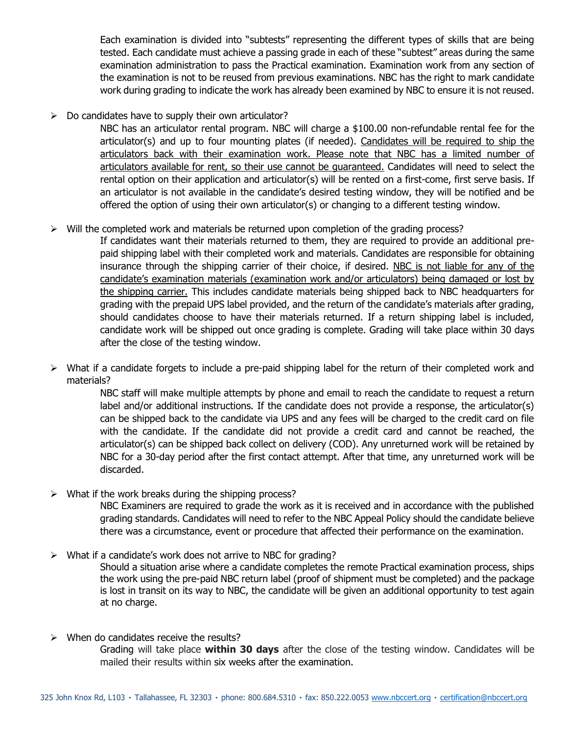Each examination is divided into "subtests" representing the different types of skills that are being tested. Each candidate must achieve a passing grade in each of these "subtest" areas during the same examination administration to pass the Practical examination. Examination work from any section of the examination is not to be reused from previous examinations. NBC has the right to mark candidate work during grading to indicate the work has already been examined by NBC to ensure it is not reused.

- Do candidates have to supply their own articulator?

  NBC has an articulator rental program. NBC will charge a $100.00 non-refundable rental fee for the articulator(s) and up to four mounting plates (if needed). <u>Candidates will be required to ship the articulators back with their examination work. Please note that NBC has a limited number of articulators available for rent, so their use cannot be guaranteed.</u> Candidates will need to select the rental option on their application and articulator(s) will be rented on a first-come, first serve basis. If an articulator is not available in the candidate's desired testing window, they will be notified and be offered the option of using their own articulator(s) or changing to a different testing window.

- Will the completed work and materials be returned upon completion of the grading process?

  If candidates want their materials returned to them, they are required to provide an additional pre-paid shipping label with their completed work and materials. Candidates are responsible for obtaining insurance through the shipping carrier of their choice, if desired. <u>NBC is not liable for any of the candidate's examination materials (examination work and/or articulators) being damaged or lost by the shipping carrier.</u> This includes candidate materials being shipped back to NBC headquarters for grading with the prepaid UPS label provided, and the return of the candidate's materials after grading, should candidates choose to have their materials returned. If a return shipping label is included, candidate work will be shipped out once grading is complete. Grading will take place within 30 days after the close of the testing window.

- What if a candidate forgets to include a pre-paid shipping label for the return of their completed work and materials?

  NBC staff will make multiple attempts by phone and email to reach the candidate to request a return label and/or additional instructions. If the candidate does not provide a response, the articulator(s) can be shipped back to the candidate via UPS and any fees will be charged to the credit card on file with the candidate. If the candidate did not provide a credit card and cannot be reached, the articulator(s) can be shipped back collect on delivery (COD). Any unreturned work will be retained by NBC for a 30-day period after the first contact attempt. After that time, any unreturned work will be discarded.

- What if the work breaks during the shipping process?

  NBC Examiners are required to grade the work as it is received and in accordance with the published grading standards. Candidates will need to refer to the NBC Appeal Policy should the candidate believe there was a circumstance, event or procedure that affected their performance on the examination.

- What if a candidate's work does not arrive to NBC for grading?

  Should a situation arise where a candidate completes the remote Practical examination process, ships the work using the pre-paid NBC return label (proof of shipment must be completed) and the package is lost in transit on its way to NBC, the candidate will be given an additional opportunity to test again at no charge.

- When do candidates receive the results?

  Grading will take place **within 30 days** after the close of the testing window. Candidates will be mailed their results within six weeks after the examination.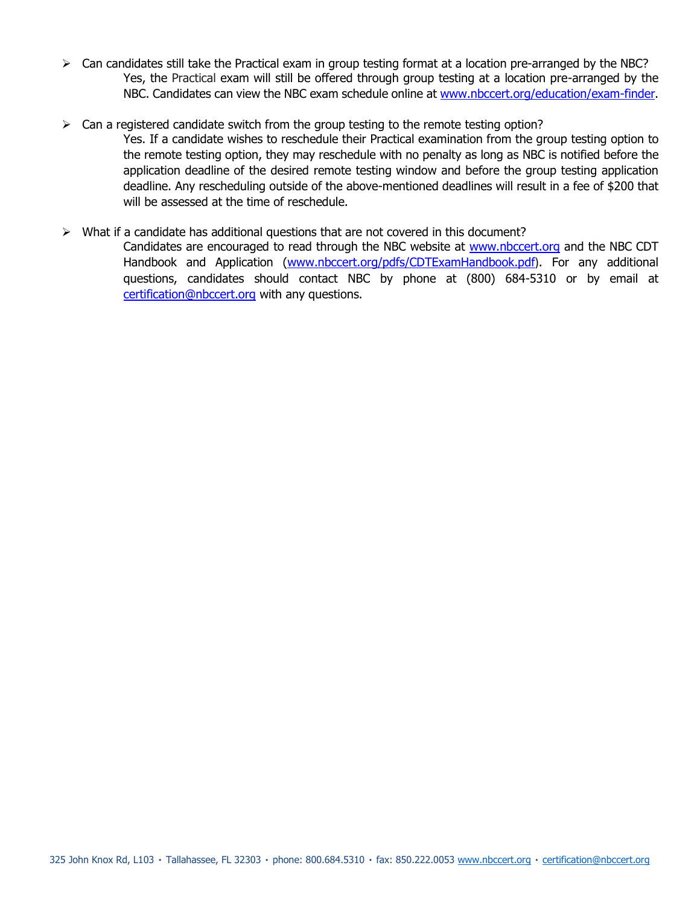- Can candidates still take the Practical exam in group testing format at a location pre-arranged by the NBC?

  Yes, the Practical exam will still be offered through group testing at a location pre-arranged by the NBC. Candidates can view the NBC exam schedule online at [www.nbccert.org/education/exam-finder](www.nbccert.org/education/exam-finder).

- Can a registered candidate switch from the group testing to the remote testing option?

  Yes. If a candidate wishes to reschedule their Practical examination from the group testing option to the remote testing option, they may reschedule with no penalty as long as NBC is notified before the application deadline of the desired remote testing window and before the group testing application deadline. Any rescheduling outside of the above-mentioned deadlines will result in a fee of $200 that will be assessed at the time of reschedule.

- What if a candidate has additional questions that are not covered in this document?

  Candidates are encouraged to read through the NBC website at [www.nbccert.org](www.nbccert.org) and the NBC CDT Handbook and Application ([www.nbccert.org/pdfs/CDTExamHandbook.pdf](www.nbccert.org/pdfs/CDTExamHandbook.pdf)). For any additional questions, candidates should contact NBC by phone at (800) 684-5310 or by email at [certification@nbccert.org](mailto:certification@nbccert.org) with any questions.